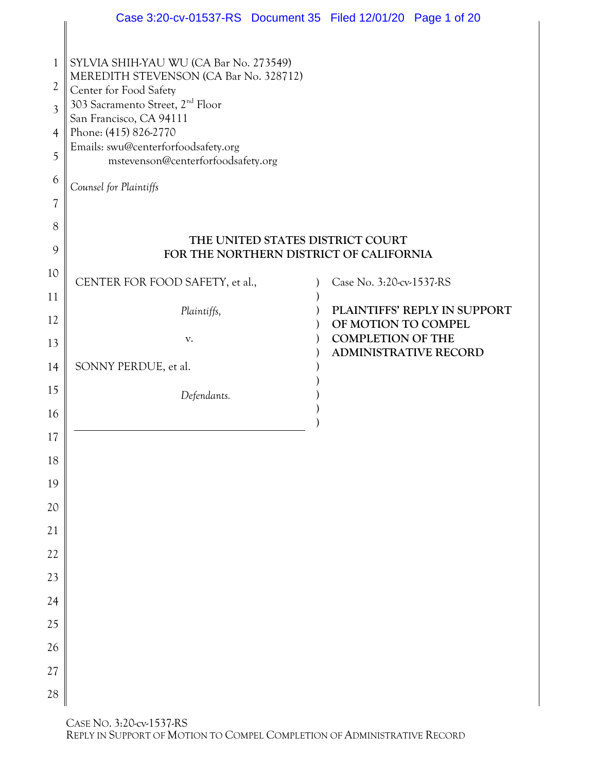SYLVIA SHIH-YAU WU (CA Bar No. 273549)
MEREDITH STEVENSON (CA Bar No. 328712)
Center for Food Safety
303 Sacramento Street, 2nd Floor
San Francisco, CA 94111
Phone: (415) 826-2770
Emails: swu@centerforfoodsafety.org
mstevenson@centerforfoodsafety.org

*Counsel for Plaintiffs*

**THE UNITED STATES DISTRICT COURT**
**FOR THE NORTHERN DISTRICT OF CALIFORNIA**

| | |
|---|---|
| CENTER FOR FOOD SAFETY, et al.,<br><br>*Plaintiffs,*<br><br>v.<br><br>SONNY PERDUE, et al.,<br><br>*Defendants.* | Case No. 3:20-cv-1537-RS<br><br>**PLAINTIFFS' REPLY IN SUPPORT OF MOTION TO COMPEL COMPLETION OF THE ADMINISTRATIVE RECORD** |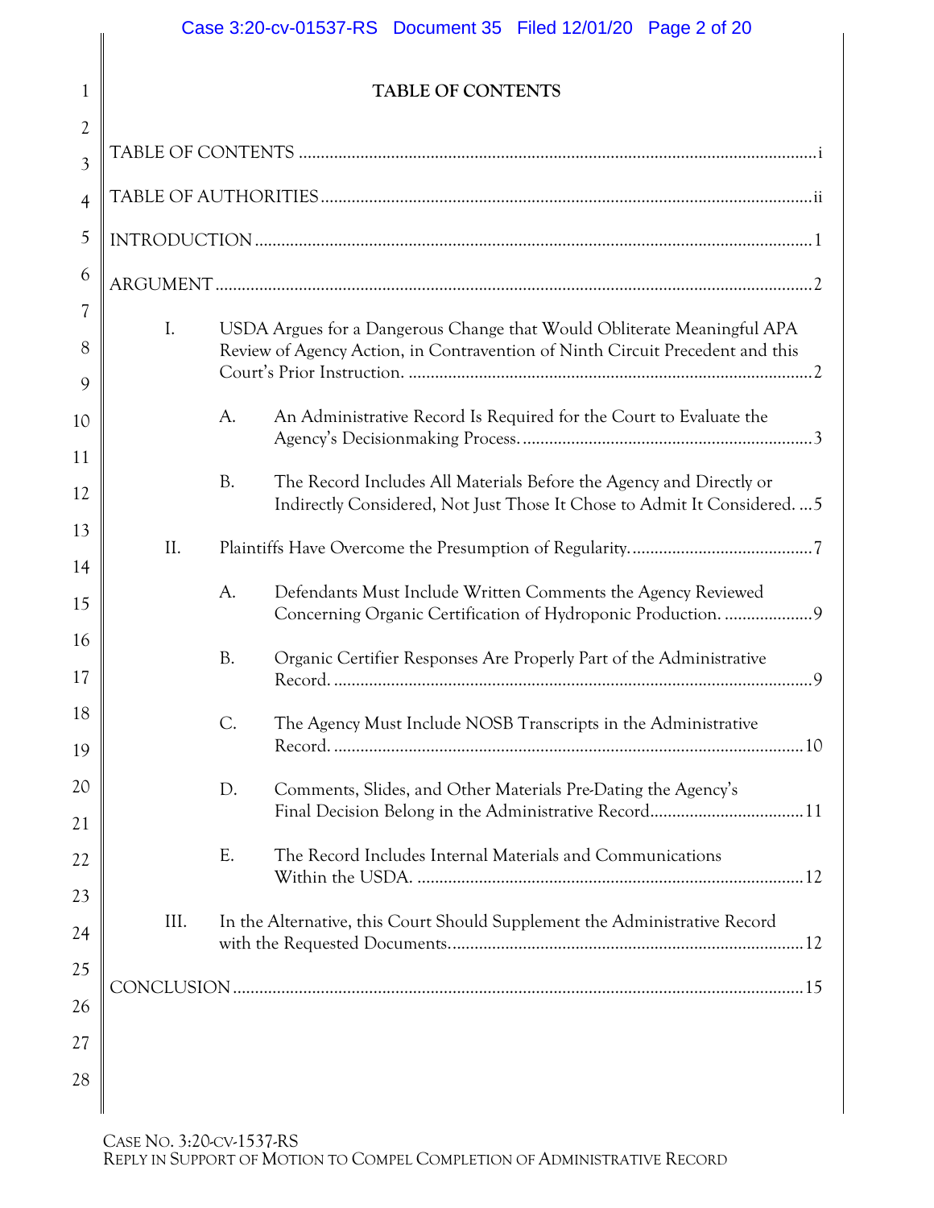# TABLE OF CONTENTS

TABLE OF CONTENTS .......... i

TABLE OF AUTHORITIES .......... ii

INTRODUCTION .......... 1

ARGUMENT .......... 2

- I. USDA Argues for a Dangerous Change that Would Obliterate Meaningful APA Review of Agency Action, in Contravention of Ninth Circuit Precedent and this Court's Prior Instruction. .......... 2
  - A. An Administrative Record Is Required for the Court to Evaluate the Agency's Decisionmaking Process. .......... 3
  - B. The Record Includes All Materials Before the Agency and Directly or Indirectly Considered, Not Just Those It Chose to Admit It Considered. .......... 5
- II. Plaintiffs Have Overcome the Presumption of Regularity. .......... 7
  - A. Defendants Must Include Written Comments the Agency Reviewed Concerning Organic Certification of Hydroponic Production. .......... 9
  - B. Organic Certifier Responses Are Properly Part of the Administrative Record. .......... 9
  - C. The Agency Must Include NOSB Transcripts in the Administrative Record. .......... 10
  - D. Comments, Slides, and Other Materials Pre-Dating the Agency's Final Decision Belong in the Administrative Record .......... 11
  - E. The Record Includes Internal Materials and Communications Within the USDA. .......... 12
- III. In the Alternative, this Court Should Supplement the Administrative Record with the Requested Documents. .......... 12

CONCLUSION .......... 15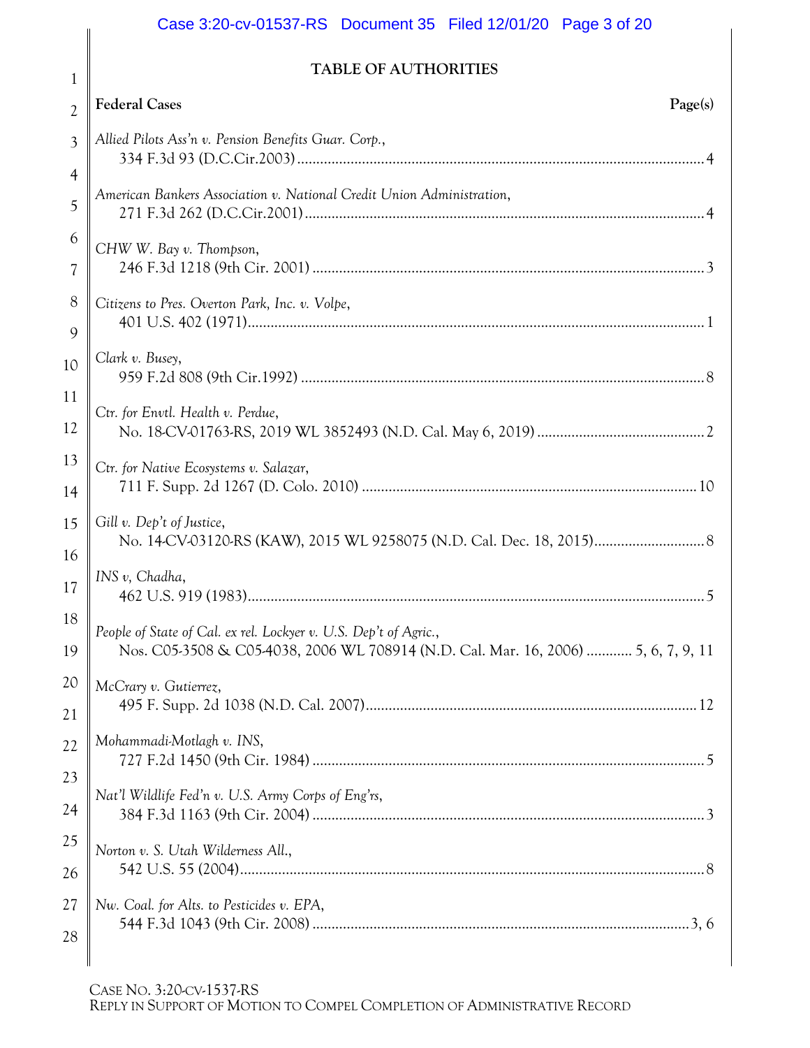## TABLE OF AUTHORITIES

**Federal Cases** **Page(s)**

*Allied Pilots Ass'n v. Pension Benefits Guar. Corp.*,
334 F.3d 93 (D.C.Cir.2003) ..... 4

*American Bankers Association v. National Credit Union Administration*,
271 F.3d 262 (D.C.Cir.2001) ..... 4

*CHW W. Bay v. Thompson*,
246 F.3d 1218 (9th Cir. 2001) ..... 3

*Citizens to Pres. Overton Park, Inc. v. Volpe*,
401 U.S. 402 (1971) ..... 1

*Clark v. Busey*,
959 F.2d 808 (9th Cir.1992) ..... 8

*Ctr. for Envtl. Health v. Perdue*,
No. 18-CV-01763-RS, 2019 WL 3852493 (N.D. Cal. May 6, 2019) ..... 2

*Ctr. for Native Ecosystems v. Salazar*,
711 F. Supp. 2d 1267 (D. Colo. 2010) ..... 10

*Gill v. Dep't of Justice*,
No. 14-CV-03120-RS (KAW), 2015 WL 9258075 (N.D. Cal. Dec. 18, 2015) ..... 8

*INS v, Chadha*,
462 U.S. 919 (1983) ..... 5

*People of State of Cal. ex rel. Lockyer v. U.S. Dep't of Agric.*,
Nos. C05-3508 & C05-4038, 2006 WL 708914 (N.D. Cal. Mar. 16, 2006) ..... 5, 6, 7, 9, 11

*McCrary v. Gutierrez*,
495 F. Supp. 2d 1038 (N.D. Cal. 2007) ..... 12

*Mohammadi-Motlagh v. INS*,
727 F.2d 1450 (9th Cir. 1984) ..... 5

*Nat'l Wildlife Fed'n v. U.S. Army Corps of Eng'rs*,
384 F.3d 1163 (9th Cir. 2004) ..... 3

*Norton v. S. Utah Wilderness All.*,
542 U.S. 55 (2004) ..... 8

*Nw. Coal. for Alts. to Pesticides v. EPA*,
544 F.3d 1043 (9th Cir. 2008) ..... 3, 6

CASE NO. 3:20-CV-1537-RS
REPLY IN SUPPORT OF MOTION TO COMPEL COMPLETION OF ADMINISTRATIVE RECORD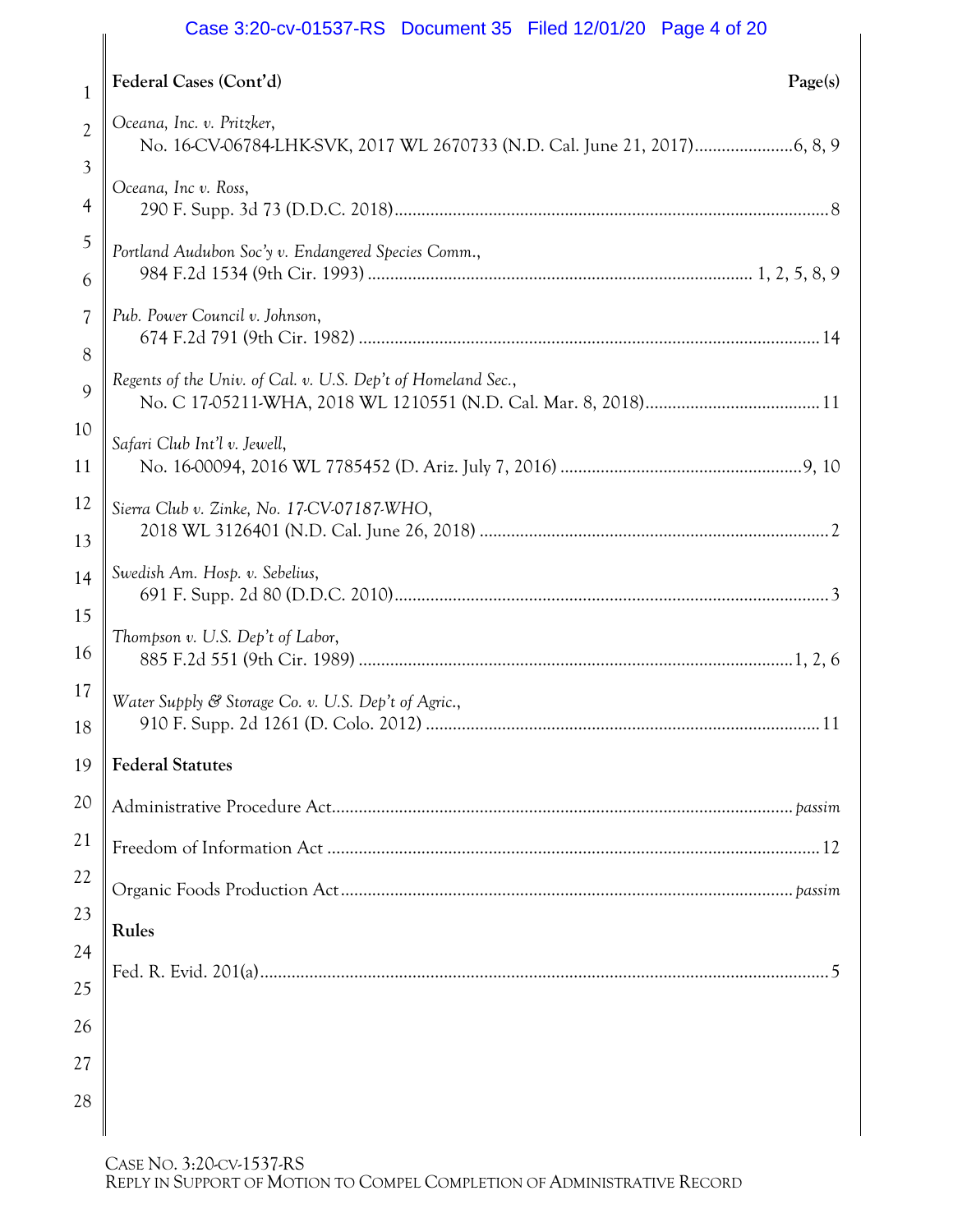**Federal Cases (Cont'd)** **Page(s)**

*Oceana, Inc. v. Pritzker*,
No. 16-CV-06784-LHK-SVK, 2017 WL 2670733 (N.D. Cal. June 21, 2017)......................6, 8, 9

*Oceana, Inc v. Ross*,
290 F. Supp. 3d 73 (D.D.C. 2018)................................................................................................8

*Portland Audubon Soc'y v. Endangered Species Comm.*,
984 F.2d 1534 (9th Cir. 1993) .................................................................................... 1, 2, 5, 8, 9

*Pub. Power Council v. Johnson*,
674 F.2d 791 (9th Cir. 1982) .....................................................................................................14

*Regents of the Univ. of Cal. v. U.S. Dep't of Homeland Sec.*,
No. C 17-05211-WHA, 2018 WL 1210551 (N.D. Cal. Mar. 8, 2018).......................................11

*Safari Club Int'l v. Jewell*,
No. 16-00094, 2016 WL 7785452 (D. Ariz. July 7, 2016) ......................................................9, 10

*Sierra Club v. Zinke, No. 17-CV-07187-WHO*,
2018 WL 3126401 (N.D. Cal. June 26, 2018) .............................................................................2

*Swedish Am. Hosp. v. Sebelius*,
691 F. Supp. 2d 80 (D.D.C. 2010)................................................................................................3

*Thompson v. U.S. Dep't of Labor*,
885 F.2d 551 (9th Cir. 1989) ................................................................................................1, 2, 6

*Water Supply & Storage Co. v. U.S. Dep't of Agric.*,
910 F. Supp. 2d 1261 (D. Colo. 2012) ......................................................................................11

**Federal Statutes**

Administrative Procedure Act..................................................................................................... *passim*

Freedom of Information Act ............................................................................................................12

Organic Foods Production Act.................................................................................................... *passim*

**Rules**

Fed. R. Evid. 201(a)..............................................................................................................................5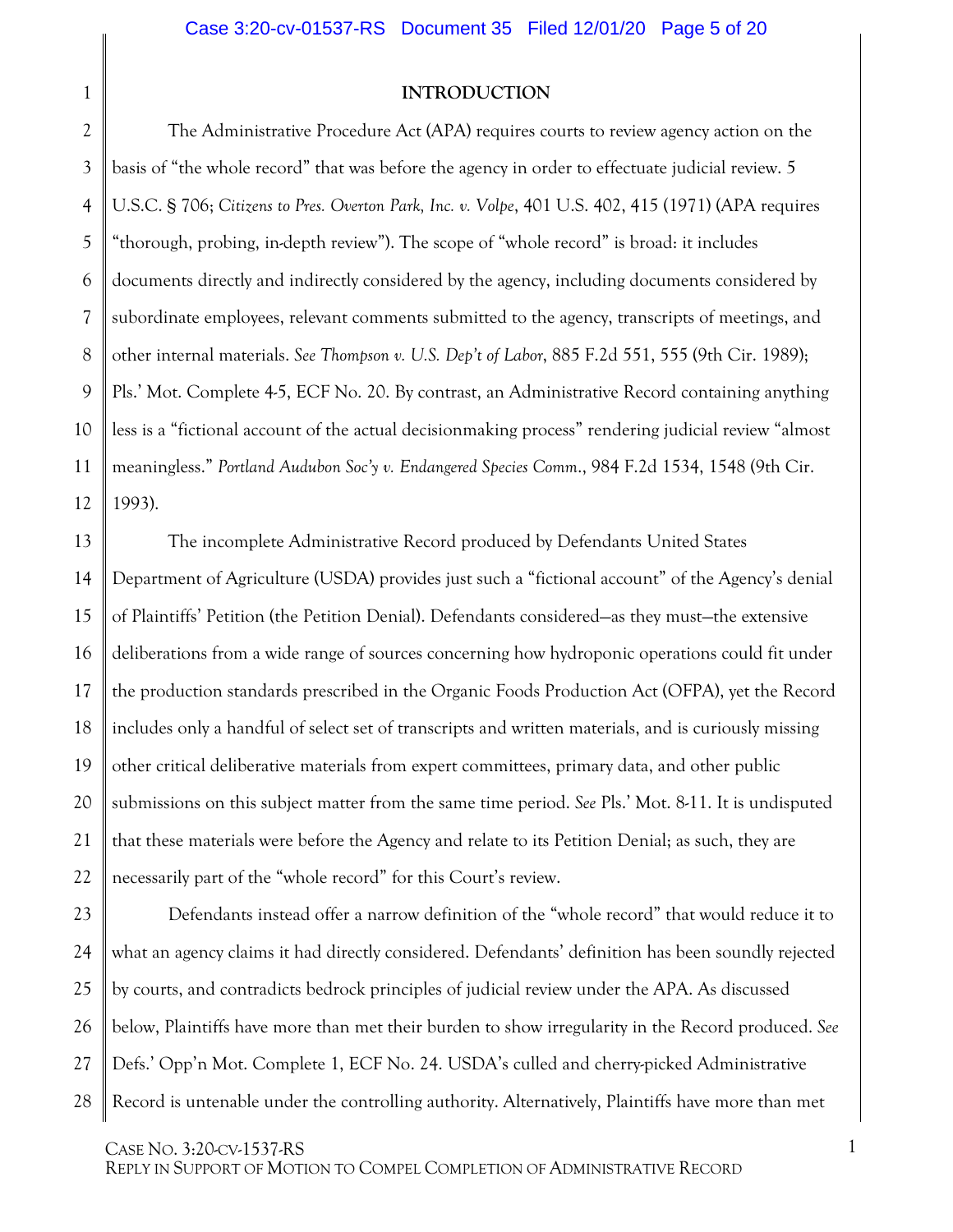## INTRODUCTION

The Administrative Procedure Act (APA) requires courts to review agency action on the basis of "the whole record" that was before the agency in order to effectuate judicial review. 5 U.S.C. § 706; *Citizens to Pres. Overton Park, Inc. v. Volpe*, 401 U.S. 402, 415 (1971) (APA requires "thorough, probing, in-depth review"). The scope of "whole record" is broad: it includes documents directly and indirectly considered by the agency, including documents considered by subordinate employees, relevant comments submitted to the agency, transcripts of meetings, and other internal materials. *See Thompson v. U.S. Dep't of Labor*, 885 F.2d 551, 555 (9th Cir. 1989); Pls.' Mot. Complete 4-5, ECF No. 20. By contrast, an Administrative Record containing anything less is a "fictional account of the actual decisionmaking process" rendering judicial review "almost meaningless." *Portland Audubon Soc'y v. Endangered Species Comm.*, 984 F.2d 1534, 1548 (9th Cir. 1993).

The incomplete Administrative Record produced by Defendants United States Department of Agriculture (USDA) provides just such a "fictional account" of the Agency's denial of Plaintiffs' Petition (the Petition Denial). Defendants considered—as they must—the extensive deliberations from a wide range of sources concerning how hydroponic operations could fit under the production standards prescribed in the Organic Foods Production Act (OFPA), yet the Record includes only a handful of select set of transcripts and written materials, and is curiously missing other critical deliberative materials from expert committees, primary data, and other public submissions on this subject matter from the same time period. *See* Pls.' Mot. 8-11. It is undisputed that these materials were before the Agency and relate to its Petition Denial; as such, they are necessarily part of the "whole record" for this Court's review.

Defendants instead offer a narrow definition of the "whole record" that would reduce it to what an agency claims it had directly considered. Defendants' definition has been soundly rejected by courts, and contradicts bedrock principles of judicial review under the APA. As discussed below, Plaintiffs have more than met their burden to show irregularity in the Record produced. *See* Defs.' Opp'n Mot. Complete 1, ECF No. 24. USDA's culled and cherry-picked Administrative Record is untenable under the controlling authority. Alternatively, Plaintiffs have more than met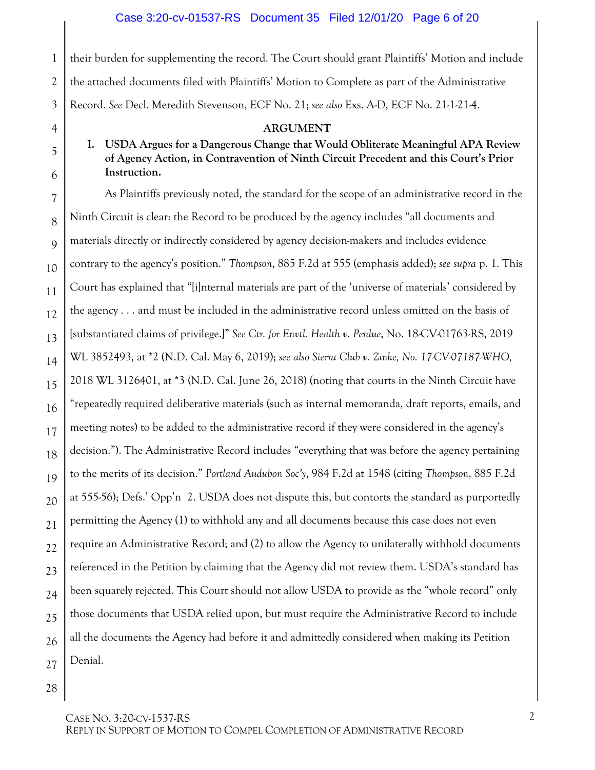their burden for supplementing the record. The Court should grant Plaintiffs' Motion and include the attached documents filed with Plaintiffs' Motion to Complete as part of the Administrative Record. *See* Decl. Meredith Stevenson, ECF No. 21; *see also* Exs. A-D, ECF No. 21-1-21-4.

## ARGUMENT

### I. USDA Argues for a Dangerous Change that Would Obliterate Meaningful APA Review of Agency Action, in Contravention of Ninth Circuit Precedent and this Court's Prior Instruction.

As Plaintiffs previously noted, the standard for the scope of an administrative record in the Ninth Circuit is clear: the Record to be produced by the agency includes "all documents and materials directly or indirectly considered by agency decision-makers and includes evidence contrary to the agency's position." *Thompson*, 885 F.2d at 555 (emphasis added); *see supra* p. 1. This Court has explained that "[i]nternal materials are part of the 'universe of materials' considered by the agency . . . and must be included in the administrative record unless omitted on the basis of [substantiated claims of privilege.]" *See Ctr. for Envtl. Health v. Perdue*, No. 18-CV-01763-RS, 2019 WL 3852493, at *2 (N.D. Cal. May 6, 2019); *see also Sierra Club v. Zinke, No. 17-CV-07187-WHO,* 2018 WL 3126401, at *3 (N.D. Cal. June 26, 2018) (noting that courts in the Ninth Circuit have "repeatedly required deliberative materials (such as internal memoranda, draft reports, emails, and meeting notes) to be added to the administrative record if they were considered in the agency's decision."). The Administrative Record includes "everything that was before the agency pertaining to the merits of its decision." *Portland Audubon Soc'y*, 984 F.2d at 1548 (citing *Thompson*, 885 F.2d at 555-56); Defs.' Opp'n 2. USDA does not dispute this, but contorts the standard as purportedly permitting the Agency (1) to withhold any and all documents because this case does not even require an Administrative Record; and (2) to allow the Agency to unilaterally withhold documents referenced in the Petition by claiming that the Agency did not review them. USDA's standard has been squarely rejected. This Court should not allow USDA to provide as the "whole record" only those documents that USDA relied upon, but must require the Administrative Record to include all the documents the Agency had before it and admittedly considered when making its Petition Denial.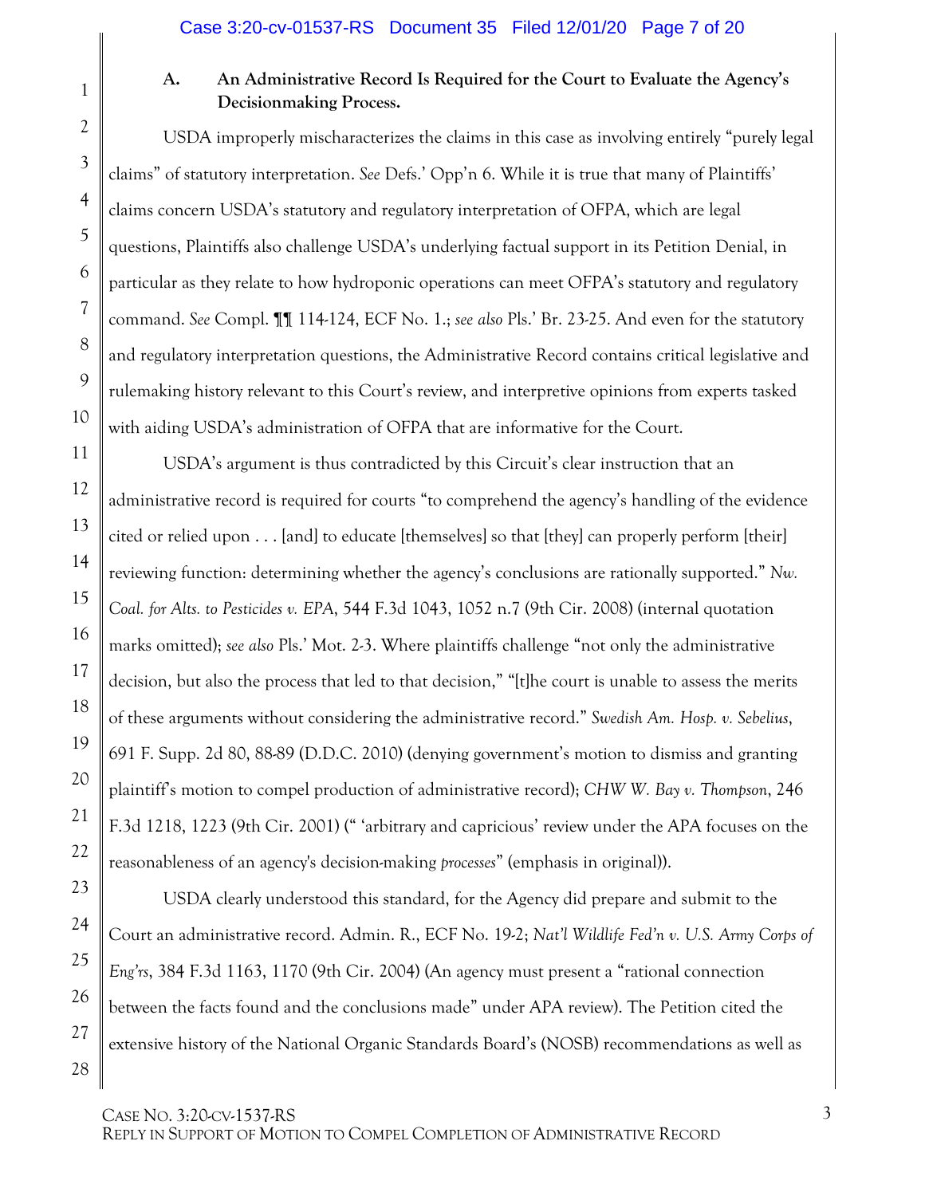### A. An Administrative Record Is Required for the Court to Evaluate the Agency's Decisionmaking Process.

USDA improperly mischaracterizes the claims in this case as involving entirely "purely legal claims" of statutory interpretation. *See* Defs.' Opp'n 6. While it is true that many of Plaintiffs' claims concern USDA's statutory and regulatory interpretation of OFPA, which are legal questions, Plaintiffs also challenge USDA's underlying factual support in its Petition Denial, in particular as they relate to how hydroponic operations can meet OFPA's statutory and regulatory command. *See* Compl. ¶¶ 114-124, ECF No. 1.; *see also* Pls.' Br. 23-25. And even for the statutory and regulatory interpretation questions, the Administrative Record contains critical legislative and rulemaking history relevant to this Court's review, and interpretive opinions from experts tasked with aiding USDA's administration of OFPA that are informative for the Court.

USDA's argument is thus contradicted by this Circuit's clear instruction that an administrative record is required for courts "to comprehend the agency's handling of the evidence cited or relied upon . . . [and] to educate [themselves] so that [they] can properly perform [their] reviewing function: determining whether the agency's conclusions are rationally supported." *Nw. Coal. for Alts. to Pesticides v. EPA*, 544 F.3d 1043, 1052 n.7 (9th Cir. 2008) (internal quotation marks omitted); *see also* Pls.' Mot. 2-3. Where plaintiffs challenge "not only the administrative decision, but also the process that led to that decision," "[t]he court is unable to assess the merits of these arguments without considering the administrative record." *Swedish Am. Hosp. v. Sebelius*, 691 F. Supp. 2d 80, 88-89 (D.D.C. 2010) (denying government's motion to dismiss and granting plaintiff's motion to compel production of administrative record); *CHW W. Bay v. Thompson*, 246 F.3d 1218, 1223 (9th Cir. 2001) (" 'arbitrary and capricious' review under the APA focuses on the reasonableness of an agency's decision-making *processes*" (emphasis in original)).

USDA clearly understood this standard, for the Agency did prepare and submit to the Court an administrative record. Admin. R., ECF No. 19-2; *Nat'l Wildlife Fed'n v. U.S. Army Corps of Eng'rs*, 384 F.3d 1163, 1170 (9th Cir. 2004) (An agency must present a "rational connection between the facts found and the conclusions made" under APA review). The Petition cited the extensive history of the National Organic Standards Board's (NOSB) recommendations as well as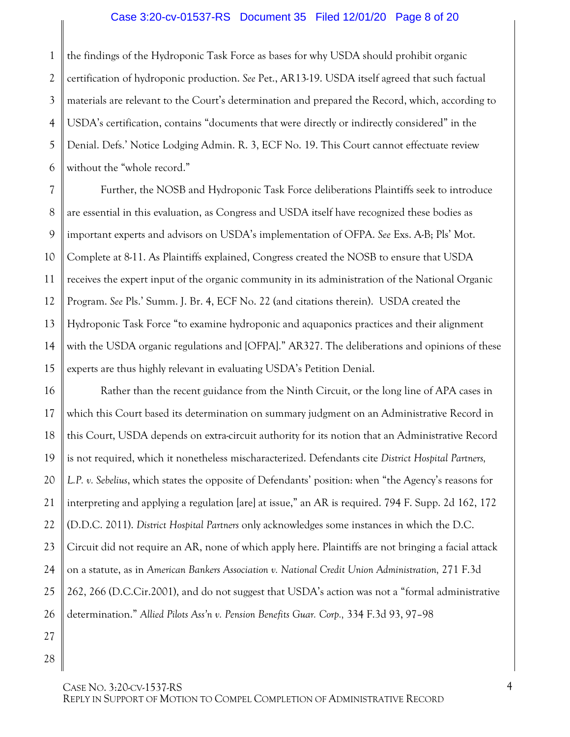the findings of the Hydroponic Task Force as bases for why USDA should prohibit organic certification of hydroponic production. *See* Pet., AR13-19. USDA itself agreed that such factual materials are relevant to the Court's determination and prepared the Record, which, according to USDA's certification, contains "documents that were directly or indirectly considered" in the Denial. Defs.' Notice Lodging Admin. R. 3, ECF No. 19. This Court cannot effectuate review without the "whole record."

Further, the NOSB and Hydroponic Task Force deliberations Plaintiffs seek to introduce are essential in this evaluation, as Congress and USDA itself have recognized these bodies as important experts and advisors on USDA's implementation of OFPA. *See* Exs. A-B; Pls' Mot. Complete at 8-11. As Plaintiffs explained, Congress created the NOSB to ensure that USDA receives the expert input of the organic community in its administration of the National Organic Program. *See* Pls.' Summ. J. Br. 4, ECF No. 22 (and citations therein). USDA created the Hydroponic Task Force "to examine hydroponic and aquaponics practices and their alignment with the USDA organic regulations and [OFPA]." AR327. The deliberations and opinions of these experts are thus highly relevant in evaluating USDA's Petition Denial.

Rather than the recent guidance from the Ninth Circuit, or the long line of APA cases in which this Court based its determination on summary judgment on an Administrative Record in this Court, USDA depends on extra-circuit authority for its notion that an Administrative Record is not required, which it nonetheless mischaracterized. Defendants cite *District Hospital Partners, L.P. v. Sebelius*, which states the opposite of Defendants' position: when "the Agency's reasons for interpreting and applying a regulation [are] at issue," an AR is required. 794 F. Supp. 2d 162, 172 (D.D.C. 2011). *District Hospital Partners* only acknowledges some instances in which the D.C. Circuit did not require an AR, none of which apply here. Plaintiffs are not bringing a facial attack on a statute, as in *American Bankers Association v. National Credit Union Administration,* 271 F.3d 262, 266 (D.C.Cir.2001), and do not suggest that USDA's action was not a "formal administrative determination." *Allied Pilots Ass'n v. Pension Benefits Guar. Corp.,* 334 F.3d 93, 97–98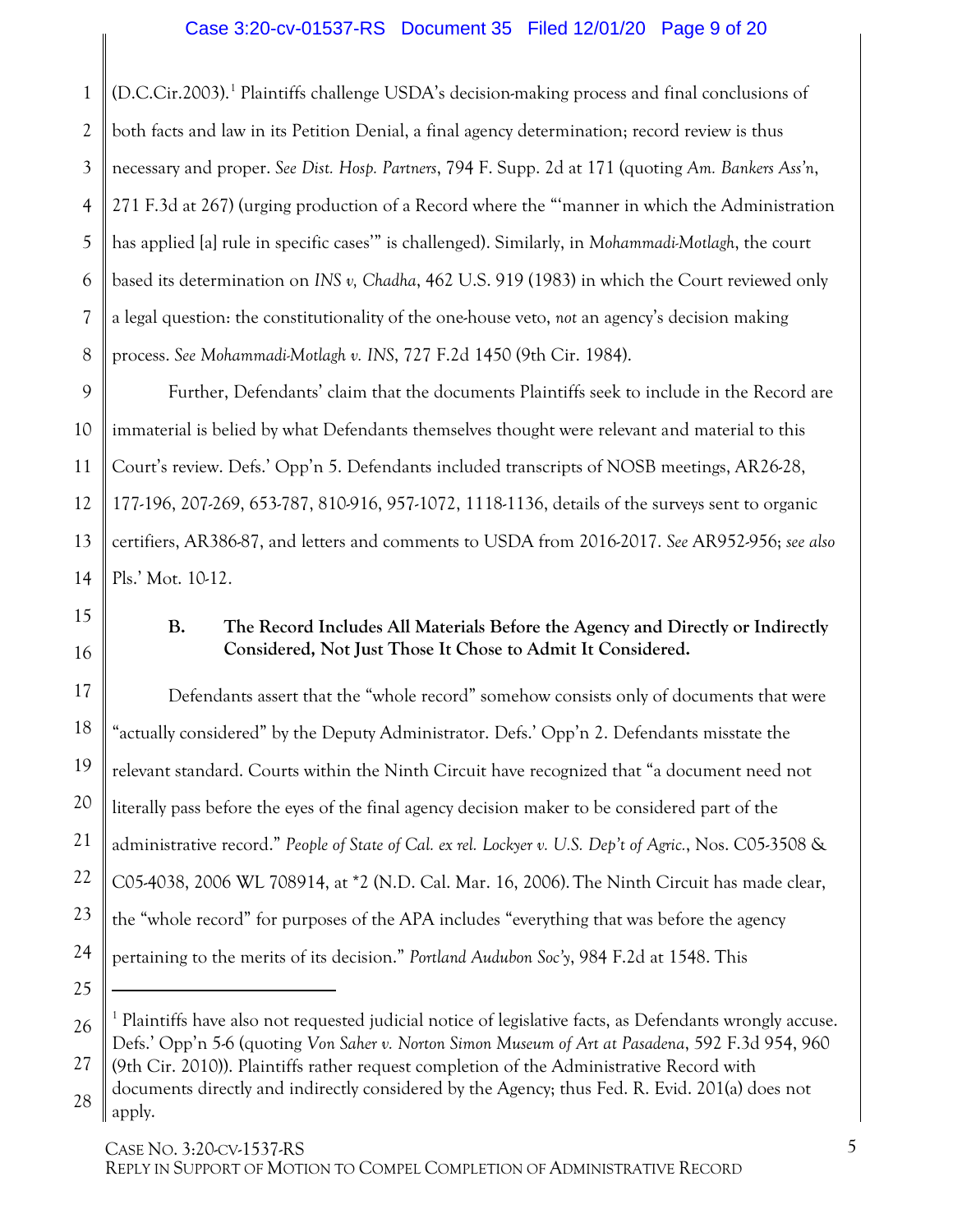(D.C.Cir.2003).[1] Plaintiffs challenge USDA's decision-making process and final conclusions of both facts and law in its Petition Denial, a final agency determination; record review is thus necessary and proper. *See Dist. Hosp. Partners*, 794 F. Supp. 2d at 171 (quoting *Am. Bankers Ass'n*, 271 F.3d at 267) (urging production of a Record where the "'manner in which the Administration has applied [a] rule in specific cases'" is challenged). Similarly, in *Mohammadi-Motlagh*, the court based its determination on *INS v, Chadha*, 462 U.S. 919 (1983) in which the Court reviewed only a legal question: the constitutionality of the one-house veto, *not* an agency's decision making process. *See Mohammadi-Motlagh v. INS*, 727 F.2d 1450 (9th Cir. 1984).

Further, Defendants' claim that the documents Plaintiffs seek to include in the Record are immaterial is belied by what Defendants themselves thought were relevant and material to this Court's review. Defs.' Opp'n 5. Defendants included transcripts of NOSB meetings, AR26-28, 177-196, 207-269, 653-787, 810-916, 957-1072, 1118-1136, details of the surveys sent to organic certifiers, AR386-87, and letters and comments to USDA from 2016-2017. *See* AR952-956; *see also* Pls.' Mot. 10-12.

### B. The Record Includes All Materials Before the Agency and Directly or Indirectly Considered, Not Just Those It Chose to Admit It Considered.

Defendants assert that the "whole record" somehow consists only of documents that were "actually considered" by the Deputy Administrator. Defs.' Opp'n 2. Defendants misstate the relevant standard. Courts within the Ninth Circuit have recognized that "a document need not literally pass before the eyes of the final agency decision maker to be considered part of the administrative record." *People of State of Cal. ex rel. Lockyer v. U.S. Dep't of Agric.*, Nos. C05-3508 & C05-4038, 2006 WL 708914, at *2 (N.D. Cal. Mar. 16, 2006). The Ninth Circuit has made clear, the "whole record" for purposes of the APA includes "everything that was before the agency pertaining to the merits of its decision." *Portland Audubon Soc'y*, 984 F.2d at 1548. This

---

[1] Plaintiffs have also not requested judicial notice of legislative facts, as Defendants wrongly accuse. Defs.' Opp'n 5-6 (quoting *Von Saher v. Norton Simon Museum of Art at Pasadena*, 592 F.3d 954, 960 (9th Cir. 2010)). Plaintiffs rather request completion of the Administrative Record with documents directly and indirectly considered by the Agency; thus Fed. R. Evid. 201(a) does not apply.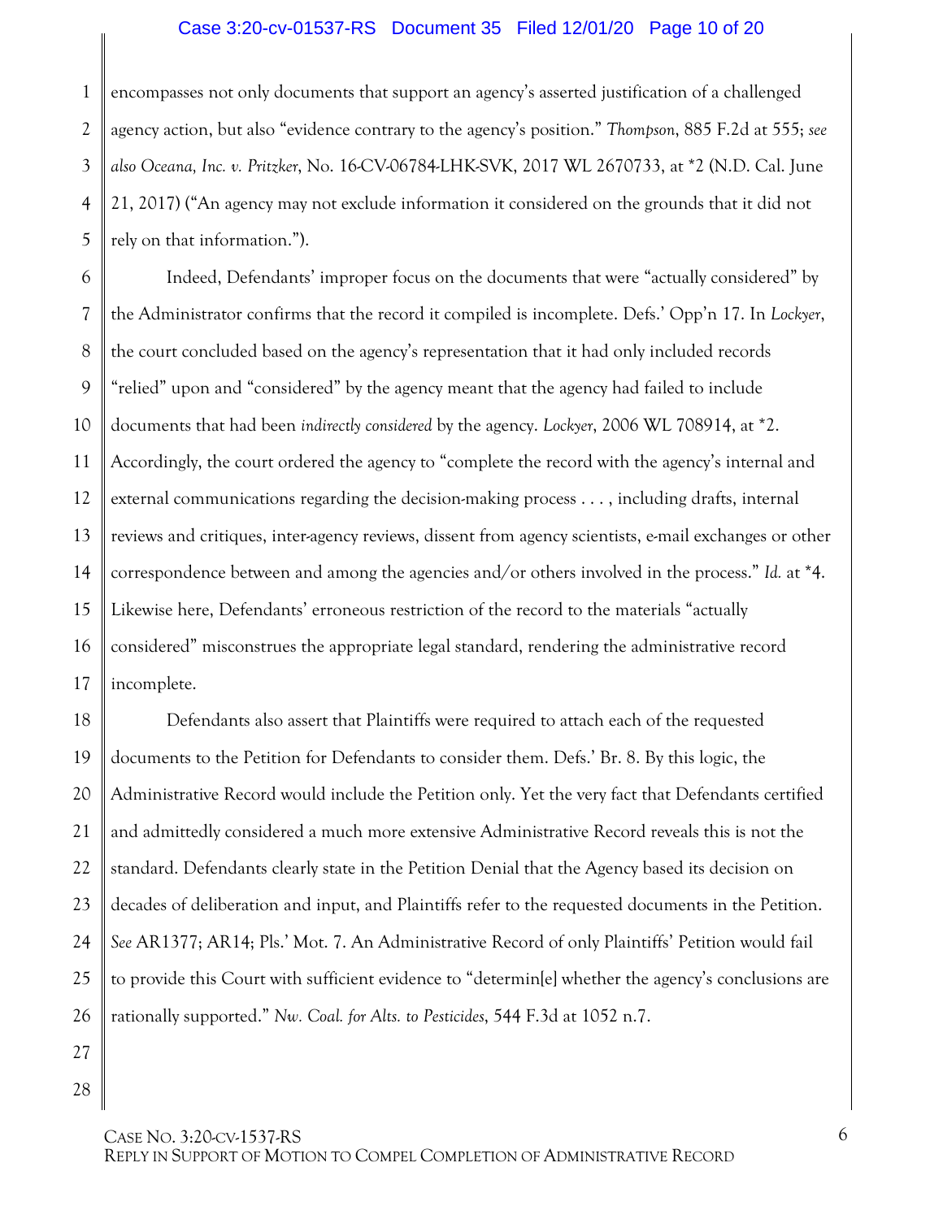encompasses not only documents that support an agency's asserted justification of a challenged agency action, but also "evidence contrary to the agency's position." *Thompson*, 885 F.2d at 555; *see also Oceana, Inc. v. Pritzker*, No. 16-CV-06784-LHK-SVK, 2017 WL 2670733, at *2 (N.D. Cal. June 21, 2017) ("An agency may not exclude information it considered on the grounds that it did not rely on that information.").

Indeed, Defendants' improper focus on the documents that were "actually considered" by the Administrator confirms that the record it compiled is incomplete. Defs.' Opp'n 17. In *Lockyer*, the court concluded based on the agency's representation that it had only included records "relied" upon and "considered" by the agency meant that the agency had failed to include documents that had been *indirectly considered* by the agency. *Lockyer*, 2006 WL 708914, at *2. Accordingly, the court ordered the agency to "complete the record with the agency's internal and external communications regarding the decision-making process . . . , including drafts, internal reviews and critiques, inter-agency reviews, dissent from agency scientists, e-mail exchanges or other correspondence between and among the agencies and/or others involved in the process." *Id.* at *4. Likewise here, Defendants' erroneous restriction of the record to the materials "actually considered" misconstrues the appropriate legal standard, rendering the administrative record incomplete.

Defendants also assert that Plaintiffs were required to attach each of the requested documents to the Petition for Defendants to consider them. Defs.' Br. 8. By this logic, the Administrative Record would include the Petition only. Yet the very fact that Defendants certified and admittedly considered a much more extensive Administrative Record reveals this is not the standard. Defendants clearly state in the Petition Denial that the Agency based its decision on decades of deliberation and input, and Plaintiffs refer to the requested documents in the Petition. *See* AR1377; AR14; Pls.' Mot. 7. An Administrative Record of only Plaintiffs' Petition would fail to provide this Court with sufficient evidence to "determin[e] whether the agency's conclusions are rationally supported." *Nw. Coal. for Alts. to Pesticides*, 544 F.3d at 1052 n.7.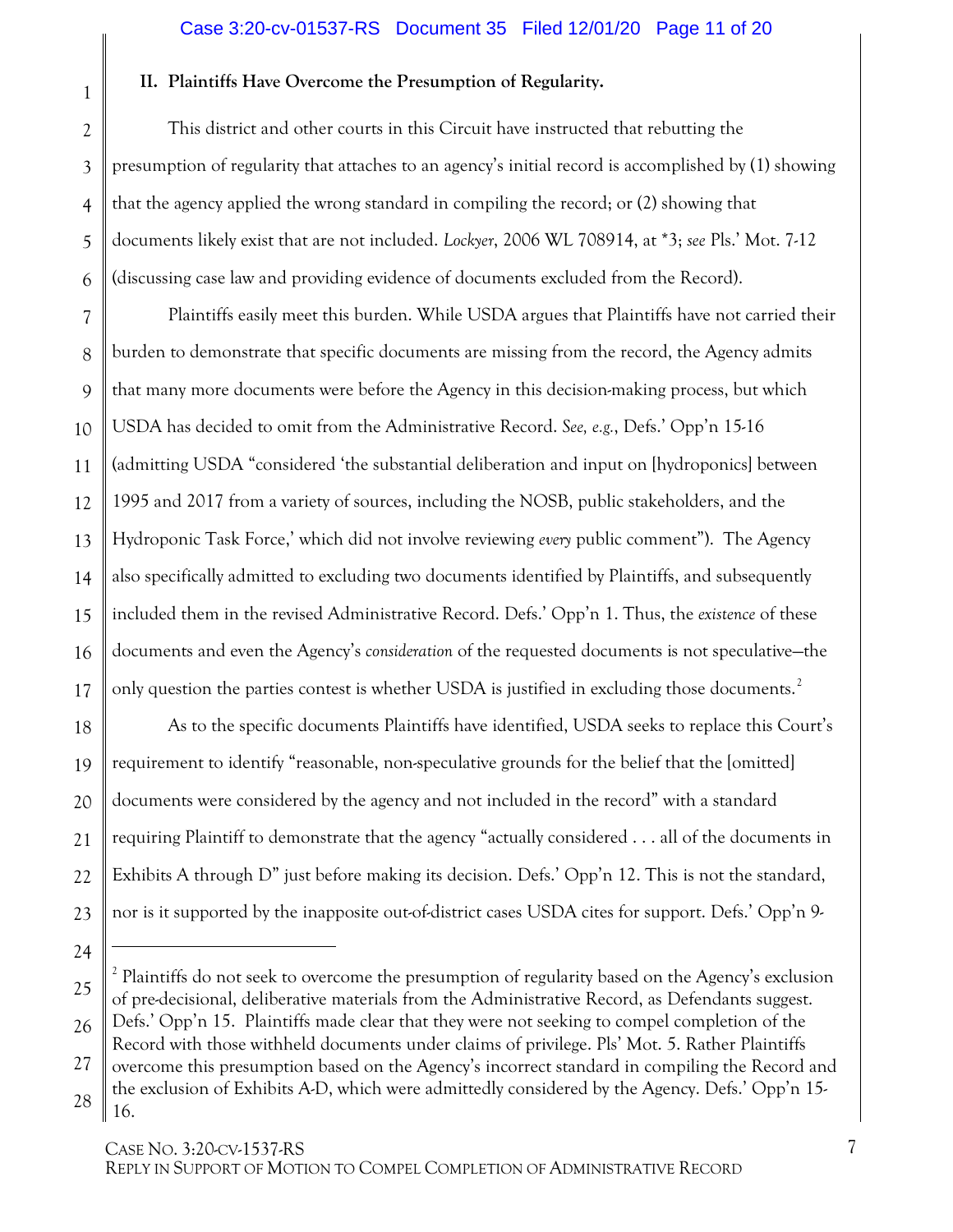## II. Plaintiffs Have Overcome the Presumption of Regularity.

This district and other courts in this Circuit have instructed that rebutting the presumption of regularity that attaches to an agency's initial record is accomplished by (1) showing that the agency applied the wrong standard in compiling the record; or (2) showing that documents likely exist that are not included. *Lockyer*, 2006 WL 708914, at *3; *see* Pls.' Mot. 7-12 (discussing case law and providing evidence of documents excluded from the Record).

Plaintiffs easily meet this burden. While USDA argues that Plaintiffs have not carried their burden to demonstrate that specific documents are missing from the record, the Agency admits that many more documents were before the Agency in this decision-making process, but which USDA has decided to omit from the Administrative Record. *See, e.g.*, Defs.' Opp'n 15-16 (admitting USDA "considered 'the substantial deliberation and input on [hydroponics] between 1995 and 2017 from a variety of sources, including the NOSB, public stakeholders, and the Hydroponic Task Force,' which did not involve reviewing *every* public comment"). The Agency also specifically admitted to excluding two documents identified by Plaintiffs, and subsequently included them in the revised Administrative Record. Defs.' Opp'n 1. Thus, the *existence* of these documents and even the Agency's *consideration* of the requested documents is not speculative—the only question the parties contest is whether USDA is justified in excluding those documents.[2]

As to the specific documents Plaintiffs have identified, USDA seeks to replace this Court's requirement to identify "reasonable, non-speculative grounds for the belief that the [omitted] documents were considered by the agency and not included in the record" with a standard requiring Plaintiff to demonstrate that the agency "actually considered . . . all of the documents in Exhibits A through D" just before making its decision. Defs.' Opp'n 12. This is not the standard, nor is it supported by the inapposite out-of-district cases USDA cites for support. Defs.' Opp'n 9-

---

[2] Plaintiffs do not seek to overcome the presumption of regularity based on the Agency's exclusion of pre-decisional, deliberative materials from the Administrative Record, as Defendants suggest. Defs.' Opp'n 15. Plaintiffs made clear that they were not seeking to compel completion of the Record with those withheld documents under claims of privilege. Pls' Mot. 5. Rather Plaintiffs overcome this presumption based on the Agency's incorrect standard in compiling the Record and the exclusion of Exhibits A-D, which were admittedly considered by the Agency. Defs.' Opp'n 15-16.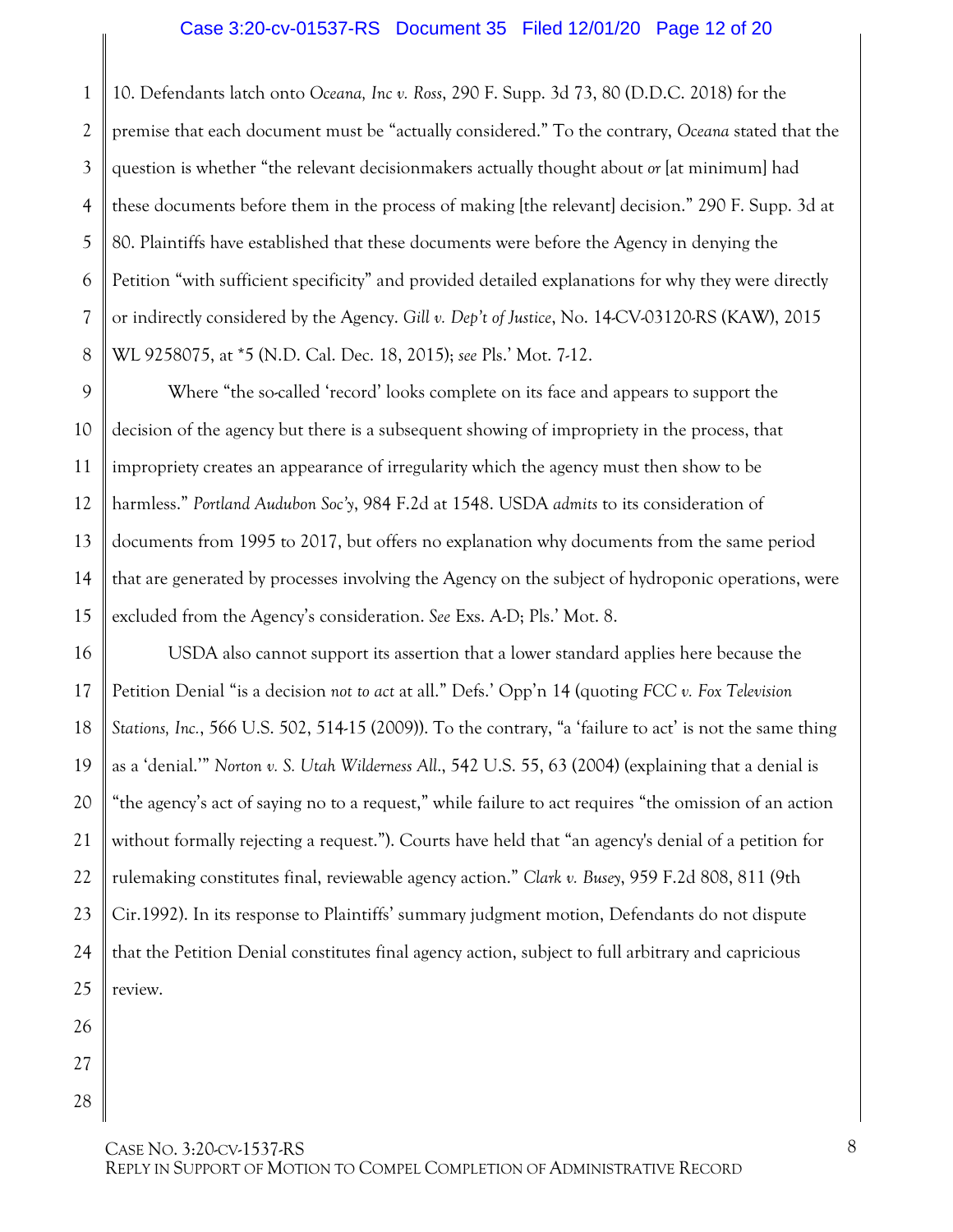10. Defendants latch onto *Oceana, Inc v. Ross*, 290 F. Supp. 3d 73, 80 (D.D.C. 2018) for the premise that each document must be "actually considered." To the contrary, *Oceana* stated that the question is whether "the relevant decisionmakers actually thought about *or* [at minimum] had these documents before them in the process of making [the relevant] decision." 290 F. Supp. 3d at 80. Plaintiffs have established that these documents were before the Agency in denying the Petition "with sufficient specificity" and provided detailed explanations for why they were directly or indirectly considered by the Agency. *Gill v. Dep't of Justice*, No. 14-CV-03120-RS (KAW), 2015 WL 9258075, at *5 (N.D. Cal. Dec. 18, 2015); *see* Pls.' Mot. 7-12.

Where "the so-called 'record' looks complete on its face and appears to support the decision of the agency but there is a subsequent showing of impropriety in the process, that impropriety creates an appearance of irregularity which the agency must then show to be harmless." *Portland Audubon Soc'y*, 984 F.2d at 1548. USDA *admits* to its consideration of documents from 1995 to 2017, but offers no explanation why documents from the same period that are generated by processes involving the Agency on the subject of hydroponic operations, were excluded from the Agency's consideration. *See* Exs. A-D; Pls.' Mot. 8.

USDA also cannot support its assertion that a lower standard applies here because the Petition Denial "is a decision *not to act* at all." Defs.' Opp'n 14 (quoting *FCC v. Fox Television Stations, Inc.*, 566 U.S. 502, 514-15 (2009)). To the contrary, "a 'failure to act' is not the same thing as a 'denial.'" *Norton v. S. Utah Wilderness All.*, 542 U.S. 55, 63 (2004) (explaining that a denial is "the agency's act of saying no to a request," while failure to act requires "the omission of an action without formally rejecting a request."). Courts have held that "an agency's denial of a petition for rulemaking constitutes final, reviewable agency action." *Clark v. Busey*, 959 F.2d 808, 811 (9th Cir.1992). In its response to Plaintiffs' summary judgment motion, Defendants do not dispute that the Petition Denial constitutes final agency action, subject to full arbitrary and capricious review.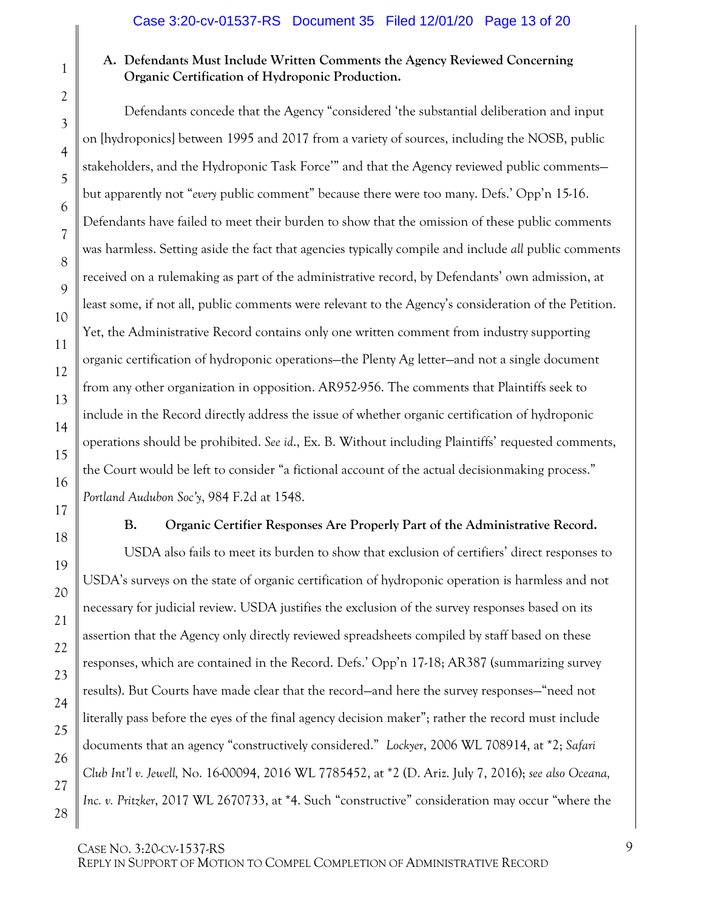### A. Defendants Must Include Written Comments the Agency Reviewed Concerning Organic Certification of Hydroponic Production.

Defendants concede that the Agency "considered 'the substantial deliberation and input on [hydroponics] between 1995 and 2017 from a variety of sources, including the NOSB, public stakeholders, and the Hydroponic Task Force'" and that the Agency reviewed public comments—but apparently not "*every* public comment" because there were too many. Defs.' Opp'n 15-16. Defendants have failed to meet their burden to show that the omission of these public comments was harmless. Setting aside the fact that agencies typically compile and include *all* public comments received on a rulemaking as part of the administrative record, by Defendants' own admission, at least some, if not all, public comments were relevant to the Agency's consideration of the Petition. Yet, the Administrative Record contains only one written comment from industry supporting organic certification of hydroponic operations—the Plenty Ag letter—and not a single document from any other organization in opposition. AR952-956. The comments that Plaintiffs seek to include in the Record directly address the issue of whether organic certification of hydroponic operations should be prohibited. *See id.*, Ex. B. Without including Plaintiffs' requested comments, the Court would be left to consider "a fictional account of the actual decisionmaking process." *Portland Audubon Soc'y*, 984 F.2d at 1548.

### B. Organic Certifier Responses Are Properly Part of the Administrative Record.

USDA also fails to meet its burden to show that exclusion of certifiers' direct responses to USDA's surveys on the state of organic certification of hydroponic operation is harmless and not necessary for judicial review. USDA justifies the exclusion of the survey responses based on its assertion that the Agency only directly reviewed spreadsheets compiled by staff based on these responses, which are contained in the Record. Defs.' Opp'n 17-18; AR387 (summarizing survey results). But Courts have made clear that the record—and here the survey responses—"need not literally pass before the eyes of the final agency decision maker"; rather the record must include documents that an agency "constructively considered." *Lockyer*, 2006 WL 708914, at *2; *Safari Club Int'l v. Jewell,* No. 16-00094, 2016 WL 7785452, at *2 (D. Ariz. July 7, 2016); *see also Oceana, Inc. v. Pritzker*, 2017 WL 2670733, at *4. Such "constructive" consideration may occur "where the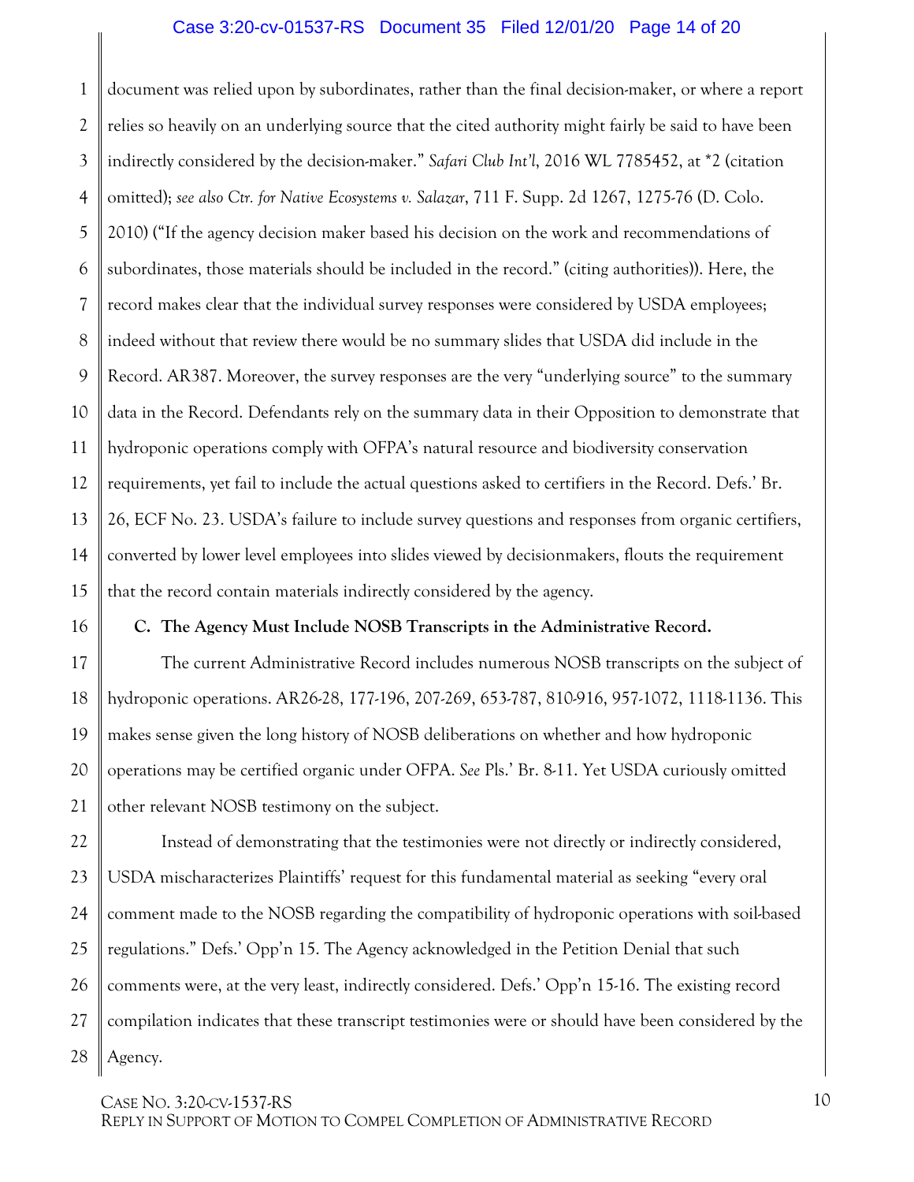document was relied upon by subordinates, rather than the final decision-maker, or where a report relies so heavily on an underlying source that the cited authority might fairly be said to have been indirectly considered by the decision-maker." *Safari Club Int'l*, 2016 WL 7785452, at *2 (citation omitted); *see also Ctr. for Native Ecosystems v. Salazar*, 711 F. Supp. 2d 1267, 1275-76 (D. Colo. 2010) ("If the agency decision maker based his decision on the work and recommendations of subordinates, those materials should be included in the record." (citing authorities)). Here, the record makes clear that the individual survey responses were considered by USDA employees; indeed without that review there would be no summary slides that USDA did include in the Record. AR387. Moreover, the survey responses are the very "underlying source" to the summary data in the Record. Defendants rely on the summary data in their Opposition to demonstrate that hydroponic operations comply with OFPA's natural resource and biodiversity conservation requirements, yet fail to include the actual questions asked to certifiers in the Record. Defs.' Br. 26, ECF No. 23. USDA's failure to include survey questions and responses from organic certifiers, converted by lower level employees into slides viewed by decisionmakers, flouts the requirement that the record contain materials indirectly considered by the agency.

**C. The Agency Must Include NOSB Transcripts in the Administrative Record.**

The current Administrative Record includes numerous NOSB transcripts on the subject of hydroponic operations. AR26-28, 177-196, 207-269, 653-787, 810-916, 957-1072, 1118-1136. This makes sense given the long history of NOSB deliberations on whether and how hydroponic operations may be certified organic under OFPA. *See* Pls.' Br. 8-11. Yet USDA curiously omitted other relevant NOSB testimony on the subject.

Instead of demonstrating that the testimonies were not directly or indirectly considered, USDA mischaracterizes Plaintiffs' request for this fundamental material as seeking "every oral comment made to the NOSB regarding the compatibility of hydroponic operations with soil-based regulations." Defs.' Opp'n 15. The Agency acknowledged in the Petition Denial that such comments were, at the very least, indirectly considered. Defs.' Opp'n 15-16. The existing record compilation indicates that these transcript testimonies were or should have been considered by the Agency.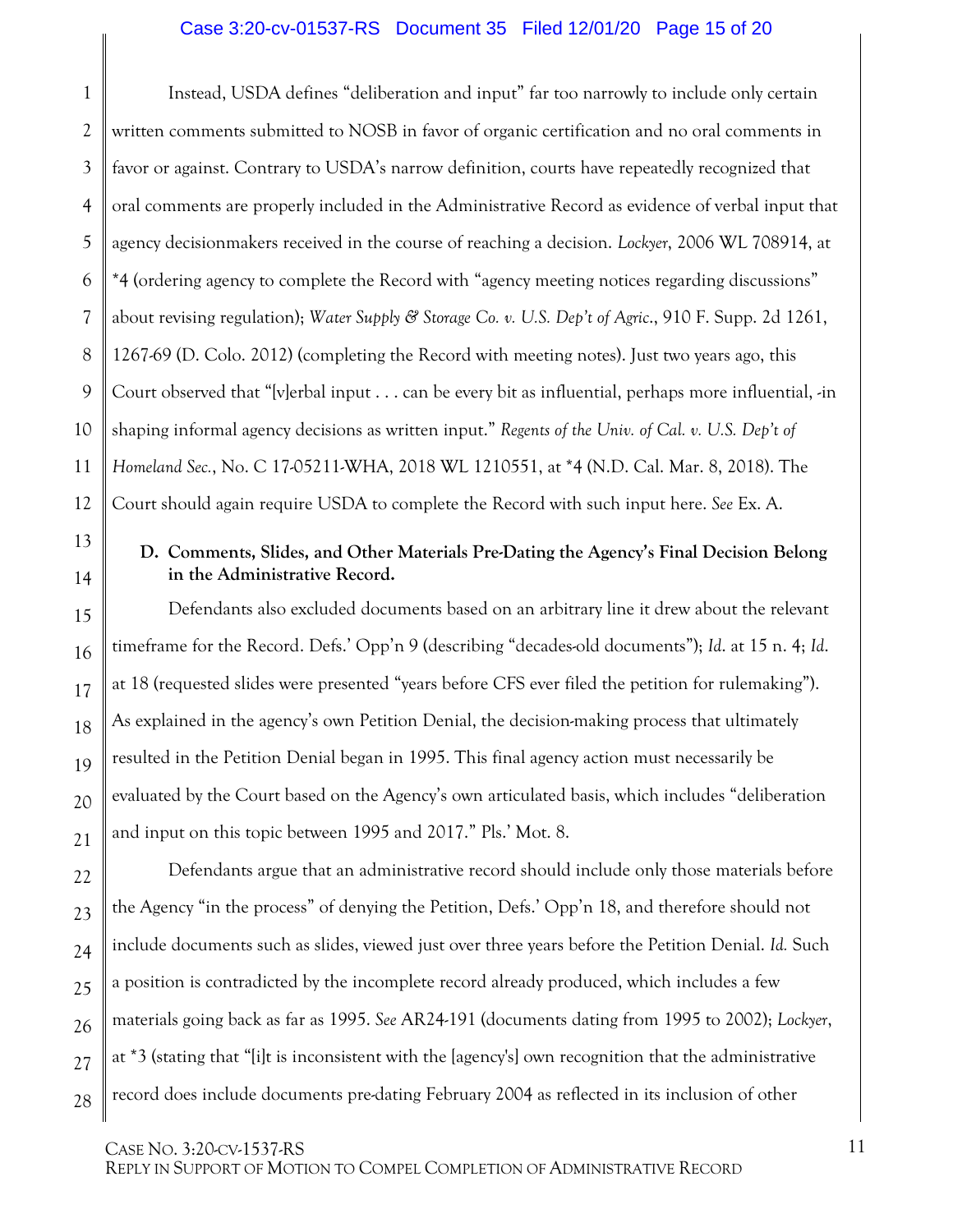Instead, USDA defines "deliberation and input" far too narrowly to include only certain written comments submitted to NOSB in favor of organic certification and no oral comments in favor or against. Contrary to USDA's narrow definition, courts have repeatedly recognized that oral comments are properly included in the Administrative Record as evidence of verbal input that agency decisionmakers received in the course of reaching a decision. *Lockyer*, 2006 WL 708914, at *4 (ordering agency to complete the Record with "agency meeting notices regarding discussions" about revising regulation); *Water Supply & Storage Co. v. U.S. Dep't of Agric.*, 910 F. Supp. 2d 1261, 1267-69 (D. Colo. 2012) (completing the Record with meeting notes). Just two years ago, this Court observed that "[v]erbal input . . . can be every bit as influential, perhaps more influential, -in shaping informal agency decisions as written input." *Regents of the Univ. of Cal. v. U.S. Dep't of Homeland Sec.*, No. C 17-05211-WHA, 2018 WL 1210551, at *4 (N.D. Cal. Mar. 8, 2018). The Court should again require USDA to complete the Record with such input here. *See* Ex. A.

**D. Comments, Slides, and Other Materials Pre-Dating the Agency's Final Decision Belong in the Administrative Record.**

Defendants also excluded documents based on an arbitrary line it drew about the relevant timeframe for the Record. Defs.' Opp'n 9 (describing "decades-old documents"); *Id.* at 15 n. 4; *Id.* at 18 (requested slides were presented "years before CFS ever filed the petition for rulemaking"). As explained in the agency's own Petition Denial, the decision-making process that ultimately resulted in the Petition Denial began in 1995. This final agency action must necessarily be evaluated by the Court based on the Agency's own articulated basis, which includes "deliberation and input on this topic between 1995 and 2017." Pls.' Mot. 8.

Defendants argue that an administrative record should include only those materials before the Agency "in the process" of denying the Petition, Defs.' Opp'n 18, and therefore should not include documents such as slides, viewed just over three years before the Petition Denial. *Id.* Such a position is contradicted by the incomplete record already produced, which includes a few materials going back as far as 1995. *See* AR24-191 (documents dating from 1995 to 2002); *Lockyer*, at *3 (stating that "[i]t is inconsistent with the [agency's] own recognition that the administrative record does include documents pre-dating February 2004 as reflected in its inclusion of other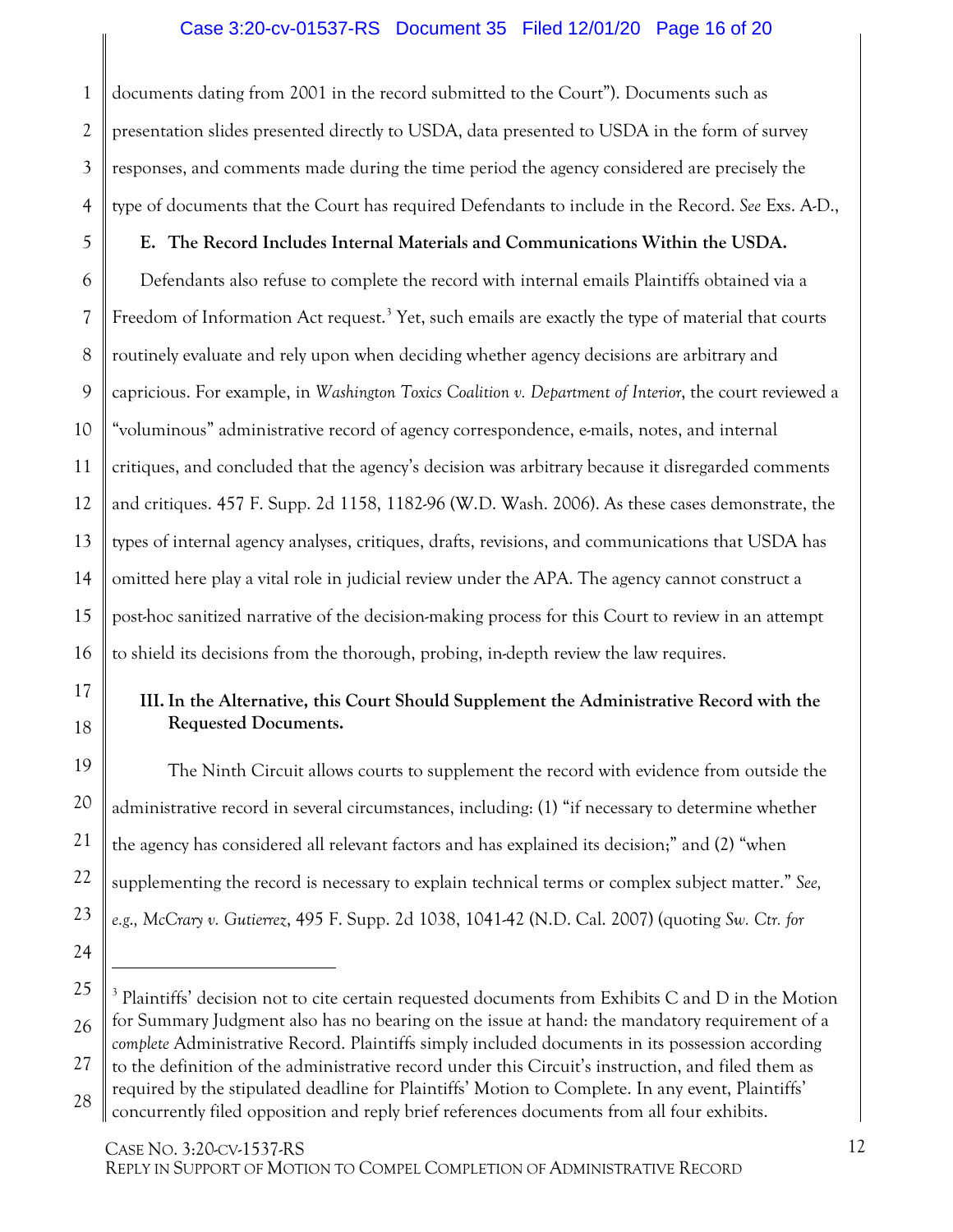documents dating from 2001 in the record submitted to the Court"). Documents such as presentation slides presented directly to USDA, data presented to USDA in the form of survey responses, and comments made during the time period the agency considered are precisely the type of documents that the Court has required Defendants to include in the Record. *See* Exs. A-D.,

**E. The Record Includes Internal Materials and Communications Within the USDA.**

Defendants also refuse to complete the record with internal emails Plaintiffs obtained via a Freedom of Information Act request.[3] Yet, such emails are exactly the type of material that courts routinely evaluate and rely upon when deciding whether agency decisions are arbitrary and capricious. For example, in *Washington Toxics Coalition v. Department of Interior*, the court reviewed a "voluminous" administrative record of agency correspondence, e-mails, notes, and internal critiques, and concluded that the agency's decision was arbitrary because it disregarded comments and critiques. 457 F. Supp. 2d 1158, 1182-96 (W.D. Wash. 2006). As these cases demonstrate, the types of internal agency analyses, critiques, drafts, revisions, and communications that USDA has omitted here play a vital role in judicial review under the APA. The agency cannot construct a post-hoc sanitized narrative of the decision-making process for this Court to review in an attempt to shield its decisions from the thorough, probing, in-depth review the law requires.

**III. In the Alternative, this Court Should Supplement the Administrative Record with the Requested Documents.**

The Ninth Circuit allows courts to supplement the record with evidence from outside the administrative record in several circumstances, including: (1) "if necessary to determine whether the agency has considered all relevant factors and has explained its decision;" and (2) "when supplementing the record is necessary to explain technical terms or complex subject matter." *See, e.g., McCrary v. Gutierrez*, 495 F. Supp. 2d 1038, 1041-42 (N.D. Cal. 2007) (quoting *Sw. Ctr. for*

---

[3] Plaintiffs' decision not to cite certain requested documents from Exhibits C and D in the Motion for Summary Judgment also has no bearing on the issue at hand: the mandatory requirement of a *complete* Administrative Record. Plaintiffs simply included documents in its possession according to the definition of the administrative record under this Circuit's instruction, and filed them as required by the stipulated deadline for Plaintiffs' Motion to Complete. In any event, Plaintiffs' concurrently filed opposition and reply brief references documents from all four exhibits.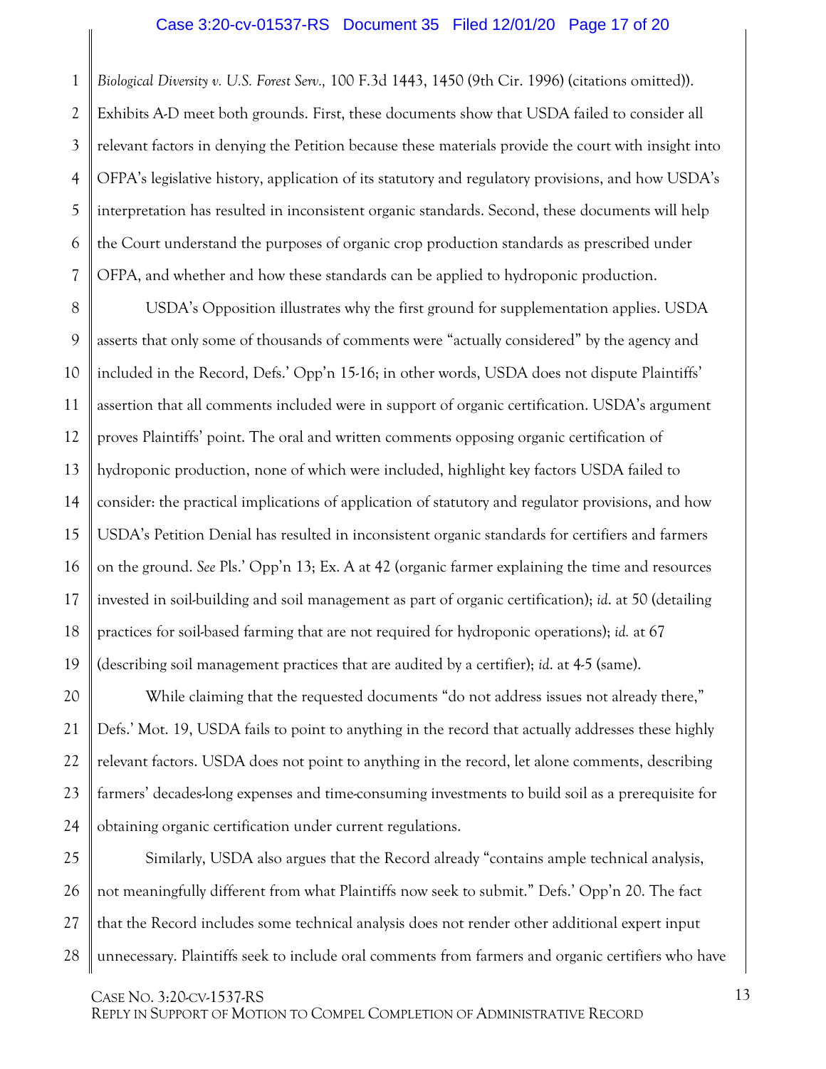*Biological Diversity v. U.S. Forest Serv.,* 100 F.3d 1443, 1450 (9th Cir. 1996) (citations omitted)). Exhibits A-D meet both grounds. First, these documents show that USDA failed to consider all relevant factors in denying the Petition because these materials provide the court with insight into OFPA's legislative history, application of its statutory and regulatory provisions, and how USDA's interpretation has resulted in inconsistent organic standards. Second, these documents will help the Court understand the purposes of organic crop production standards as prescribed under OFPA, and whether and how these standards can be applied to hydroponic production.

USDA's Opposition illustrates why the first ground for supplementation applies. USDA asserts that only some of thousands of comments were "actually considered" by the agency and included in the Record, Defs.' Opp'n 15-16; in other words, USDA does not dispute Plaintiffs' assertion that all comments included were in support of organic certification. USDA's argument proves Plaintiffs' point. The oral and written comments opposing organic certification of hydroponic production, none of which were included, highlight key factors USDA failed to consider: the practical implications of application of statutory and regulator provisions, and how USDA's Petition Denial has resulted in inconsistent organic standards for certifiers and farmers on the ground. *See* Pls.' Opp'n 13; Ex. A at 42 (organic farmer explaining the time and resources invested in soil-building and soil management as part of organic certification); *id*. at 50 (detailing practices for soil-based farming that are not required for hydroponic operations); *id.* at 67 (describing soil management practices that are audited by a certifier); *id*. at 4-5 (same).

While claiming that the requested documents "do not address issues not already there," Defs.' Mot. 19, USDA fails to point to anything in the record that actually addresses these highly relevant factors. USDA does not point to anything in the record, let alone comments, describing farmers' decades-long expenses and time-consuming investments to build soil as a prerequisite for obtaining organic certification under current regulations.

Similarly, USDA also argues that the Record already "contains ample technical analysis, not meaningfully different from what Plaintiffs now seek to submit." Defs.' Opp'n 20. The fact that the Record includes some technical analysis does not render other additional expert input unnecessary. Plaintiffs seek to include oral comments from farmers and organic certifiers who have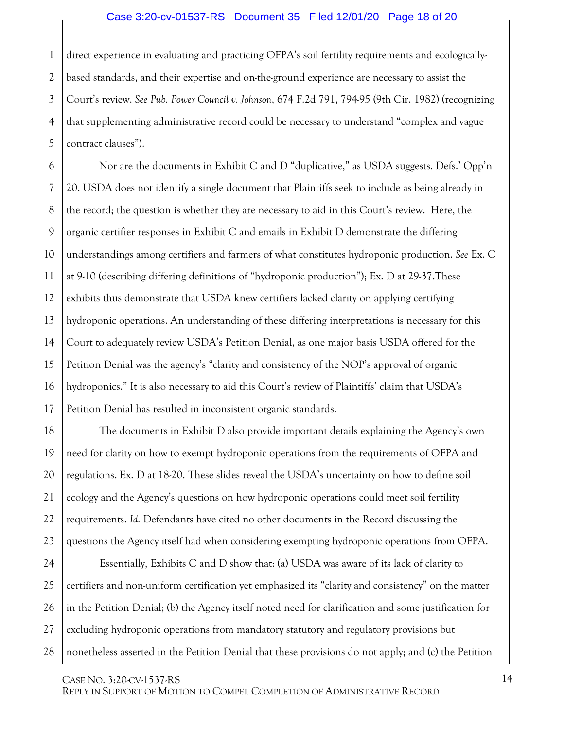direct experience in evaluating and practicing OFPA's soil fertility requirements and ecologically-based standards, and their expertise and on-the-ground experience are necessary to assist the Court's review. *See Pub. Power Council v. Johnson*, 674 F.2d 791, 794-95 (9th Cir. 1982) (recognizing that supplementing administrative record could be necessary to understand "complex and vague contract clauses").

Nor are the documents in Exhibit C and D "duplicative," as USDA suggests. Defs.' Opp'n 20. USDA does not identify a single document that Plaintiffs seek to include as being already in the record; the question is whether they are necessary to aid in this Court's review. Here, the organic certifier responses in Exhibit C and emails in Exhibit D demonstrate the differing understandings among certifiers and farmers of what constitutes hydroponic production. *See* Ex. C at 9-10 (describing differing definitions of "hydroponic production"); Ex. D at 29-37.These exhibits thus demonstrate that USDA knew certifiers lacked clarity on applying certifying hydroponic operations. An understanding of these differing interpretations is necessary for this Court to adequately review USDA's Petition Denial, as one major basis USDA offered for the Petition Denial was the agency's "clarity and consistency of the NOP's approval of organic hydroponics." It is also necessary to aid this Court's review of Plaintiffs' claim that USDA's Petition Denial has resulted in inconsistent organic standards.

The documents in Exhibit D also provide important details explaining the Agency's own need for clarity on how to exempt hydroponic operations from the requirements of OFPA and regulations. Ex. D at 18-20. These slides reveal the USDA's uncertainty on how to define soil ecology and the Agency's questions on how hydroponic operations could meet soil fertility requirements. *Id.* Defendants have cited no other documents in the Record discussing the questions the Agency itself had when considering exempting hydroponic operations from OFPA.

Essentially, Exhibits C and D show that: (a) USDA was aware of its lack of clarity to certifiers and non-uniform certification yet emphasized its "clarity and consistency" on the matter in the Petition Denial; (b) the Agency itself noted need for clarification and some justification for excluding hydroponic operations from mandatory statutory and regulatory provisions but nonetheless asserted in the Petition Denial that these provisions do not apply; and (c) the Petition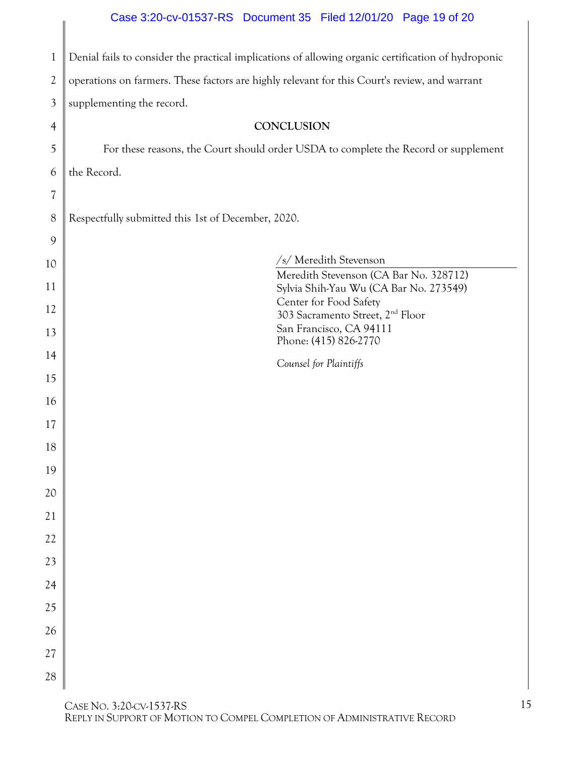Denial fails to consider the practical implications of allowing organic certification of hydroponic operations on farmers. These factors are highly relevant for this Court's review, and warrant supplementing the record.

**CONCLUSION**

For these reasons, the Court should order USDA to complete the Record or supplement the Record.

Respectfully submitted this 1st of December, 2020.

/s/ Meredith Stevenson
Meredith Stevenson (CA Bar No. 328712)
Sylvia Shih-Yau Wu (CA Bar No. 273549)
Center for Food Safety
303 Sacramento Street, 2nd Floor
San Francisco, CA 94111
Phone: (415) 826-2770

*Counsel for Plaintiffs*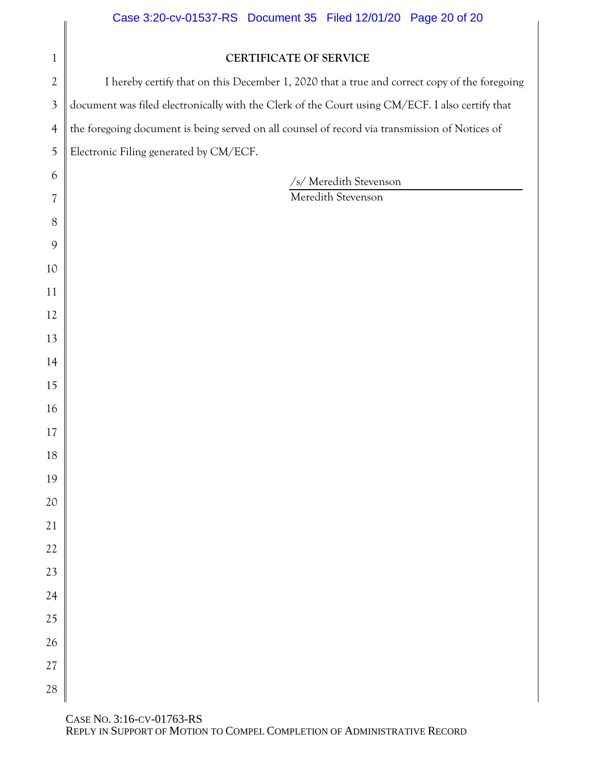**CERTIFICATE OF SERVICE**

I hereby certify that on this December 1, 2020 that a true and correct copy of the foregoing document was filed electronically with the Clerk of the Court using CM/ECF. I also certify that the foregoing document is being served on all counsel of record via transmission of Notices of Electronic Filing generated by CM/ECF.

/s/ Meredith Stevenson
Meredith Stevenson